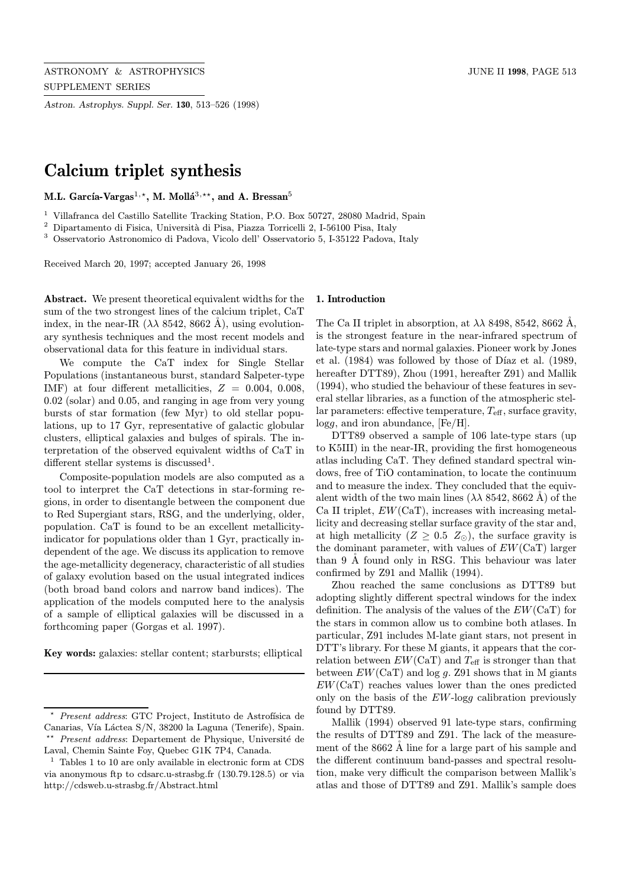# Calcium triplet synthesis

**M.L. García-Vargas**[1,⋆], **M. Mollá**[3,⋆⋆], **and A. Bressan**[5]

[1] Villafranca del Castillo Satellite Tracking Station, P.O. Box 50727, 28080 Madrid, Spain
[2] Dipartamento di Fisica, Università di Pisa, Piazza Torricelli 2, I-56100 Pisa, Italy
[3] Osservatorio Astronomico di Padova, Vicolo dell' Osservatorio 5, I-35122 Padova, Italy

Received March 20, 1997; accepted January 26, 1998

**Abstract.** We present theoretical equivalent widths for the sum of the two strongest lines of the calcium triplet, CaT index, in the near-IR ($\lambda\lambda$ 8542, 8662 Å), using evolutionary synthesis techniques and the most recent models and observational data for this feature in individual stars.

We compute the CaT index for Single Stellar Populations (instantaneous burst, standard Salpeter-type IMF) at four different metallicities, $Z$ = 0.004, 0.008, 0.02 (solar) and 0.05, and ranging in age from very young bursts of star formation (few Myr) to old stellar populations, up to 17 Gyr, representative of galactic globular clusters, elliptical galaxies and bulges of spirals. The interpretation of the observed equivalent widths of CaT in different stellar systems is discussed[1].

Composite-population models are also computed as a tool to interpret the CaT detections in star-forming regions, in order to disentangle between the component due to Red Supergiant stars, RSG, and the underlying, older, population. CaT is found to be an excellent metallicity-indicator for populations older than 1 Gyr, practically independent of the age. We discuss its application to remove the age-metallicity degeneracy, characteristic of all studies of galaxy evolution based on the usual integrated indices (both broad band colors and narrow band indices). The application of the models computed here to the analysis of a sample of elliptical galaxies will be discussed in a forthcoming paper (Gorgas et al. 1997).

**Key words:** galaxies: stellar content; starbursts; elliptical

## 1. Introduction

The Ca II triplet in absorption, at $\lambda\lambda$ 8498, 8542, 8662 Å, is the strongest feature in the near-infrared spectrum of late-type stars and normal galaxies. Pioneer work by Jones et al. (1984) was followed by those of Díaz et al. (1989, hereafter DTT89), Zhou (1991, hereafter Z91) and Mallik (1994), who studied the behaviour of these features in several stellar libraries, as a function of the atmospheric stellar parameters: effective temperature, $T_{\rm eff}$, surface gravity, log$g$, and iron abundance, [Fe/H].

DTT89 observed a sample of 106 late-type stars (up to K5III) in the near-IR, providing the first homogeneous atlas including CaT. They defined standard spectral windows, free of TiO contamination, to locate the continuum and to measure the index. They concluded that the equivalent width of the two main lines ($\lambda\lambda$ 8542, 8662 Å) of the Ca II triplet, $EW$(CaT), increases with increasing metallicity and decreasing stellar surface gravity of the star and, at high metallicity ($Z \geq 0.5$ $Z_\odot$), the surface gravity is the dominant parameter, with values of $EW$(CaT) larger than 9 Å found only in RSG. This behaviour was later confirmed by Z91 and Mallik (1994).

Zhou reached the same conclusions as DTT89 but adopting slightly different spectral windows for the index definition. The analysis of the values of the $EW$(CaT) for the stars in common allow us to combine both atlases. In particular, Z91 includes M-late giant stars, not present in DTT's library. For these M giants, it appears that the correlation between $EW$(CaT) and $T_{\rm eff}$ is stronger than that between $EW$(CaT) and log $g$. Z91 shows that in M giants $EW$(CaT) reaches values lower than the ones predicted only on the basis of the $EW$-log$g$ calibration previously found by DTT89.

Mallik (1994) observed 91 late-type stars, confirming the results of DTT89 and Z91. The lack of the measurement of the 8662 Å line for a large part of his sample and the different continuum band-passes and spectral resolution, make very difficult the comparison between Mallik's atlas and those of DTT89 and Z91. Mallik's sample does

---

⋆ *Present address*: GTC Project, Instituto de Astrofísica de Canarias, Vía Láctea S/N, 38200 la Laguna (Tenerife), Spain.
⋆⋆ *Present address*: Departement de Physique, Université de Laval, Chemin Sainte Foy, Quebec G1K 7P4, Canada.
[1] Tables 1 to 10 are only available in electronic form at CDS via anonymous ftp to cdsarc.u-strasbg.fr (130.79.128.5) or via http://cdsweb.u-strasbg.fr/Abstract.html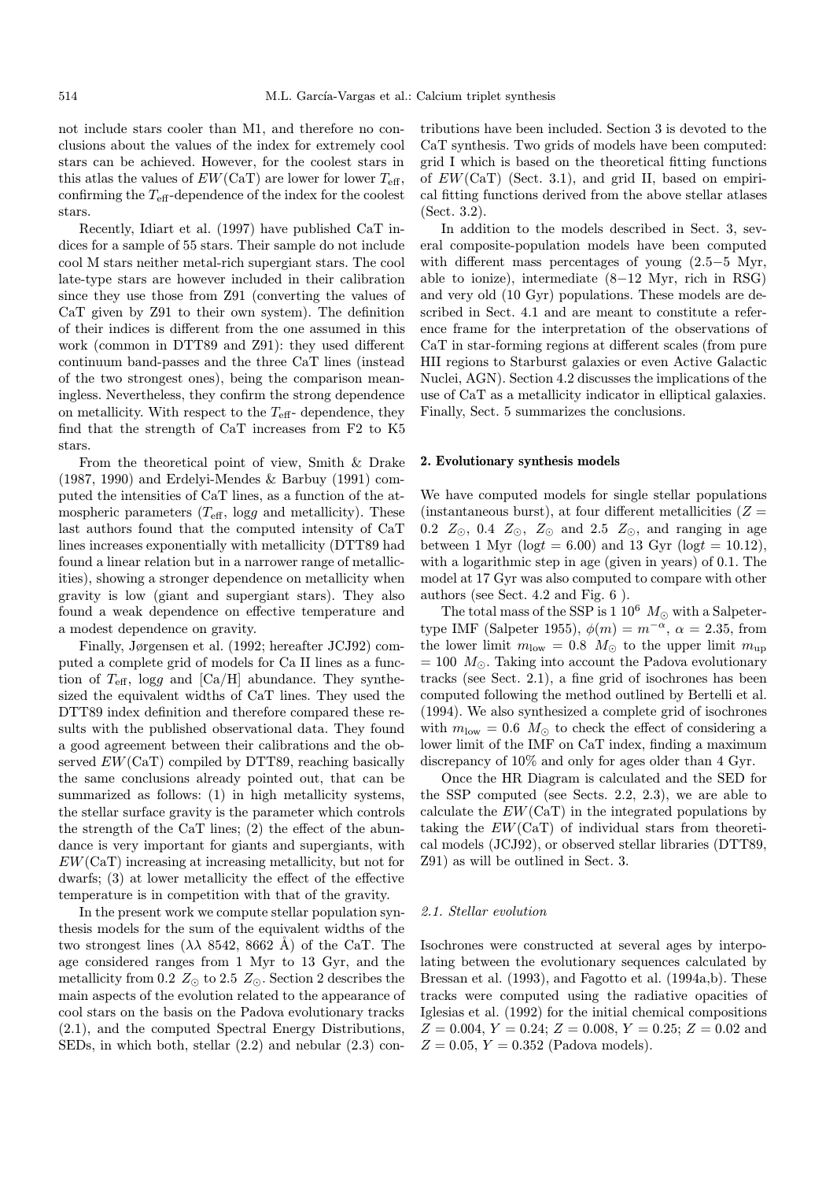not include stars cooler than M1, and therefore no conclusions about the values of the index for extremely cool stars can be achieved. However, for the coolest stars in this atlas the values of $EW(\mathrm{CaT})$ are lower for lower $T_{\mathrm{eff}}$, confirming the $T_{\mathrm{eff}}$-dependence of the index for the coolest stars.

Recently, Idiart et al. (1997) have published CaT indices for a sample of 55 stars. Their sample do not include cool M stars neither metal-rich supergiant stars. The cool late-type stars are however included in their calibration since they use those from Z91 (converting the values of CaT given by Z91 to their own system). The definition of their indices is different from the one assumed in this work (common in DTT89 and Z91): they used different continuum band-passes and the three CaT lines (instead of the two strongest ones), being the comparison meaningless. Nevertheless, they confirm the strong dependence on metallicity. With respect to the $T_{\mathrm{eff}}$- dependence, they find that the strength of CaT increases from F2 to K5 stars.

From the theoretical point of view, Smith & Drake (1987, 1990) and Erdelyi-Mendes & Barbuy (1991) computed the intensities of CaT lines, as a function of the atmospheric parameters ($T_{\mathrm{eff}}$, $\log g$ and metallicity). These last authors found that the computed intensity of CaT lines increases exponentially with metallicity (DTT89 had found a linear relation but in a narrower range of metallicities), showing a stronger dependence on metallicity when gravity is low (giant and supergiant stars). They also found a weak dependence on effective temperature and a modest dependence on gravity.

Finally, Jørgensen et al. (1992; hereafter JCJ92) computed a complete grid of models for Ca II lines as a function of $T_{\mathrm{eff}}$, $\log g$ and [Ca/H] abundance. They synthesized the equivalent widths of CaT lines. They used the DTT89 index definition and therefore compared these results with the published observational data. They found a good agreement between their calibrations and the observed $EW(\mathrm{CaT})$ compiled by DTT89, reaching basically the same conclusions already pointed out, that can be summarized as follows: (1) in high metallicity systems, the stellar surface gravity is the parameter which controls the strength of the CaT lines; (2) the effect of the abundance is very important for giants and supergiants, with $EW(\mathrm{CaT})$ increasing at increasing metallicity, but not for dwarfs; (3) at lower metallicity the effect of the effective temperature is in competition with that of the gravity.

In the present work we compute stellar population synthesis models for the sum of the equivalent widths of the two strongest lines ($\lambda\lambda$ 8542, 8662 Å) of the CaT. The age considered ranges from 1 Myr to 13 Gyr, and the metallicity from 0.2 $Z_{\odot}$ to 2.5 $Z_{\odot}$. Section 2 describes the main aspects of the evolution related to the appearance of cool stars on the basis on the Padova evolutionary tracks (2.1), and the computed Spectral Energy Distributions, SEDs, in which both, stellar (2.2) and nebular (2.3) contributions have been included. Section 3 is devoted to the CaT synthesis. Two grids of models have been computed: grid I which is based on the theoretical fitting functions of $EW(\mathrm{CaT})$ (Sect. 3.1), and grid II, based on empirical fitting functions derived from the above stellar atlases (Sect. 3.2).

In addition to the models described in Sect. 3, several composite-population models have been computed with different mass percentages of young (2.5−5 Myr, able to ionize), intermediate (8−12 Myr, rich in RSG) and very old (10 Gyr) populations. These models are described in Sect. 4.1 and are meant to constitute a reference frame for the interpretation of the observations of CaT in star-forming regions at different scales (from pure HII regions to Starburst galaxies or even Active Galactic Nuclei, AGN). Section 4.2 discusses the implications of the use of CaT as a metallicity indicator in elliptical galaxies. Finally, Sect. 5 summarizes the conclusions.

## 2. Evolutionary synthesis models

We have computed models for single stellar populations (instantaneous burst), at four different metallicities ($Z$ = 0.2 $Z_{\odot}$, 0.4 $Z_{\odot}$, $Z_{\odot}$ and 2.5 $Z_{\odot}$, and ranging in age between 1 Myr ($\log t = 6.00$) and 13 Gyr ($\log t = 10.12$), with a logarithmic step in age (given in years) of 0.1. The model at 17 Gyr was also computed to compare with other authors (see Sect. 4.2 and Fig. 6 ).

The total mass of the SSP is 1 $10^{6}$ $M_{\odot}$ with a Salpeter-type IMF (Salpeter 1955), $\phi(m) = m^{-\alpha}$, $\alpha = 2.35$, from the lower limit $m_{\mathrm{low}} = 0.8$ $M_{\odot}$ to the upper limit $m_{\mathrm{up}}$ = 100 $M_{\odot}$. Taking into account the Padova evolutionary tracks (see Sect. 2.1), a fine grid of isochrones has been computed following the method outlined by Bertelli et al. (1994). We also synthesized a complete grid of isochrones with $m_{\mathrm{low}} = 0.6$ $M_{\odot}$ to check the effect of considering a lower limit of the IMF on CaT index, finding a maximum discrepancy of 10% and only for ages older than 4 Gyr.

Once the HR Diagram is calculated and the SED for the SSP computed (see Sects. 2.2, 2.3), we are able to calculate the $EW(\mathrm{CaT})$ in the integrated populations by taking the $EW(\mathrm{CaT})$ of individual stars from theoretical models (JCJ92), or observed stellar libraries (DTT89, Z91) as will be outlined in Sect. 3.

### 2.1. Stellar evolution

Isochrones were constructed at several ages by interpolating between the evolutionary sequences calculated by Bressan et al. (1993), and Fagotto et al. (1994a,b). These tracks were computed using the radiative opacities of Iglesias et al. (1992) for the initial chemical compositions $Z = 0.004$, $Y = 0.24$; $Z = 0.008$, $Y = 0.25$; $Z = 0.02$ and $Z = 0.05$, $Y = 0.352$ (Padova models).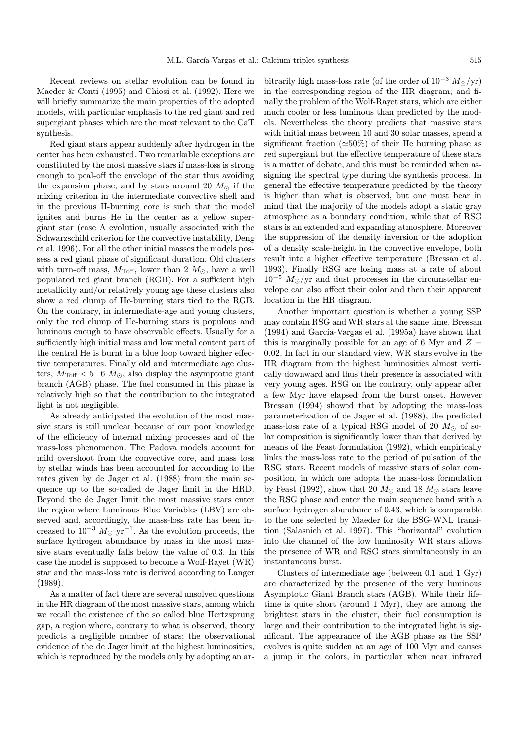Recent reviews on stellar evolution can be found in Maeder & Conti (1995) and Chiosi et al. (1992). Here we will briefly summarize the main properties of the adopted models, with particular emphasis to the red giant and red supergiant phases which are the most relevant to the CaT synthesis.

Red giant stars appear suddenly after hydrogen in the center has been exhausted. Two remarkable exceptions are constituted by the most massive stars if mass-loss is strong enough to peal-off the envelope of the star thus avoiding the expansion phase, and by stars around 20 $M_{\odot}$ if the mixing criterion in the intermediate convective shell and in the previous H-burning core is such that the model ignites and burns He in the center as a yellow supergiant star (case A evolution, usually associated with the Schwarzschild criterion for the convective instability, Deng et al. 1996). For all the other initial masses the models possess a red giant phase of significant duration. Old clusters with turn-off mass, $M_{\rm Toff}$, lower than 2 $M_{\odot}$, have a well populated red giant branch (RGB). For a sufficient high metallicity and/or relatively young age these clusters also show a red clump of He-burning stars tied to the RGB. On the contrary, in intermediate-age and young clusters, only the red clump of He-burning stars is populous and luminous enough to have observable effects. Usually for a sufficiently high initial mass and low metal content part of the central He is burnt in a blue loop toward higher effective temperatures. Finally old and intermediate age clusters, $M_{\rm Toff} < 5{-}6$ $M_{\odot}$, also display the asymptotic giant branch (AGB) phase. The fuel consumed in this phase is relatively high so that the contribution to the integrated light is not negligible.

As already anticipated the evolution of the most massive stars is still unclear because of our poor knowledge of the efficiency of internal mixing processes and of the mass-loss phenomenon. The Padova models account for mild overshoot from the convective core, and mass loss by stellar winds has been accounted for according to the rates given by de Jager et al. (1988) from the main sequence up to the so-called de Jager limit in the HRD. Beyond the de Jager limit the most massive stars enter the region where Luminous Blue Variables (LBV) are observed and, accordingly, the mass-loss rate has been increased to $10^{-3}$ $M_{\odot}$ yr$^{-1}$. As the evolution proceeds, the surface hydrogen abundance by mass in the most massive stars eventually falls below the value of 0.3. In this case the model is supposed to become a Wolf-Rayet (WR) star and the mass-loss rate is derived according to Langer (1989).

As a matter of fact there are several unsolved questions in the HR diagram of the most massive stars, among which we recall the existence of the so called blue Hertzsprung gap, a region where, contrary to what is observed, theory predicts a negligible number of stars; the observational evidence of the de Jager limit at the highest luminosities, which is reproduced by the models only by adopting an arbitrarily high mass-loss rate (of the order of $10^{-3}$ $M_{\odot}$/yr) in the corresponding region of the HR diagram; and finally the problem of the Wolf-Rayet stars, which are either much cooler or less luminous than predicted by the models. Nevertheless the theory predicts that massive stars with initial mass between 10 and 30 solar masses, spend a significant fraction ($\simeq$50%) of their He burning phase as red supergiant but the effective temperature of these stars is a matter of debate, and this must be reminded when assigning the spectral type during the synthesis process. In general the effective temperature predicted by the theory is higher than what is observed, but one must bear in mind that the majority of the models adopt a static gray atmosphere as a boundary condition, while that of RSG stars is an extended and expanding atmosphere. Moreover the suppression of the density inversion or the adoption of a density scale-height in the convective envelope, both result into a higher effective temperature (Bressan et al. 1993). Finally RSG are losing mass at a rate of about $10^{-5}$ $M_{\odot}$/yr and dust processes in the circumstellar envelope can also affect their color and then their apparent location in the HR diagram.

Another important question is whether a young SSP may contain RSG and WR stars at the same time. Bressan (1994) and García-Vargas et al. (1995a) have shown that this is marginally possible for an age of 6 Myr and $Z = 0.02$. In fact in our standard view, WR stars evolve in the HR diagram from the highest luminosities almost vertically downward and thus their presence is associated with very young ages. RSG on the contrary, only appear after a few Myr have elapsed from the burst onset. However Bressan (1994) showed that by adopting the mass-loss parameterization of de Jager et al. (1988), the predicted mass-loss rate of a typical RSG model of 20 $M_{\odot}$ of solar composition is significantly lower than that derived by means of the Feast formulation (1992), which empirically links the mass-loss rate to the period of pulsation of the RSG stars. Recent models of massive stars of solar composition, in which one adopts the mass-loss formulation by Feast (1992), show that 20 $M_{\odot}$ and 18 $M_{\odot}$ stars leave the RSG phase and enter the main sequence band with a surface hydrogen abundance of 0.43, which is comparable to the one selected by Maeder for the BSG-WNL transition (Salasnich et al. 1997). This "horizontal" evolution into the channel of the low luminosity WR stars allows the presence of WR and RSG stars simultaneously in an instantaneous burst.

Clusters of intermediate age (between 0.1 and 1 Gyr) are characterized by the presence of the very luminous Asymptotic Giant Branch stars (AGB). While their lifetime is quite short (around 1 Myr), they are among the brightest stars in the cluster, their fuel consumption is large and their contribution to the integrated light is significant. The appearance of the AGB phase as the SSP evolves is quite sudden at an age of 100 Myr and causes a jump in the colors, in particular when near infrared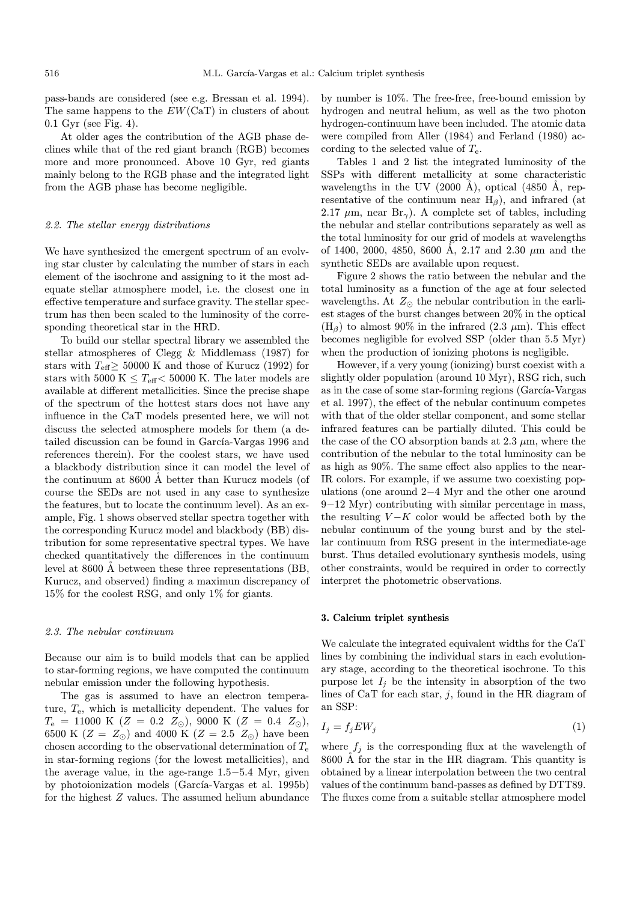pass-bands are considered (see e.g. Bressan et al. 1994). The same happens to the $EW$(CaT) in clusters of about 0.1 Gyr (see Fig. 4).

At older ages the contribution of the AGB phase declines while that of the red giant branch (RGB) becomes more and more pronounced. Above 10 Gyr, red giants mainly belong to the RGB phase and the integrated light from the AGB phase has become negligible.

### 2.2. The stellar energy distributions

We have synthesized the emergent spectrum of an evolving star cluster by calculating the number of stars in each element of the isochrone and assigning to it the most adequate stellar atmosphere model, i.e. the closest one in effective temperature and surface gravity. The stellar spectrum has then been scaled to the luminosity of the corresponding theoretical star in the HRD.

To build our stellar spectral library we assembled the stellar atmospheres of Clegg & Middlemass (1987) for stars with $T_{\rm eff} \geq 50000$ K and those of Kurucz (1992) for stars with 5000 K $\leq T_{\rm eff} <$ 50000 K. The later models are available at different metallicities. Since the precise shape of the spectrum of the hottest stars does not have any influence in the CaT models presented here, we will not discuss the selected atmosphere models for them (a detailed discussion can be found in García-Vargas 1996 and references therein). For the coolest stars, we have used a blackbody distribution since it can model the level of the continuum at 8600 Å better than Kurucz models (of course the SEDs are not used in any case to synthesize the features, but to locate the continuum level). As an example, Fig. 1 shows observed stellar spectra together with the corresponding Kurucz model and blackbody (BB) distribution for some representative spectral types. We have checked quantitatively the differences in the continuum level at 8600 Å between these three representations (BB, Kurucz, and observed) finding a maximun discrepancy of 15% for the coolest RSG, and only 1% for giants.

### 2.3. The nebular continuum

Because our aim is to build models that can be applied to star-forming regions, we have computed the continuum nebular emission under the following hypothesis.

The gas is assumed to have an electron temperature, $T_{\rm e}$, which is metallicity dependent. The values for $T_{\rm e}$ = 11000 K ($Z$ = 0.2 $Z_{\odot}$), 9000 K ($Z$ = 0.4 $Z_{\odot}$), 6500 K ($Z$ = $Z_{\odot}$) and 4000 K ($Z$ = 2.5 $Z_{\odot}$) have been chosen according to the observational determination of $T_{\rm e}$ in star-forming regions (for the lowest metallicities), and the average value, in the age-range 1.5−5.4 Myr, given by photoionization models (García-Vargas et al. 1995b) for the highest $Z$ values. The assumed helium abundance by number is 10%. The free-free, free-bound emission by hydrogen and neutral helium, as well as the two photon hydrogen-continuum have been included. The atomic data were compiled from Aller (1984) and Ferland (1980) according to the selected value of $T_{\rm e}$.

Tables 1 and 2 list the integrated luminosity of the SSPs with different metallicity at some characteristic wavelengths in the UV (2000 Å), optical (4850 Å, representative of the continuum near $\mathrm{H}_{\beta}$), and infrared (at 2.17 $\mu$m, near $\mathrm{Br}_{\gamma}$). A complete set of tables, including the nebular and stellar contributions separately as well as the total luminosity for our grid of models at wavelengths of 1400, 2000, 4850, 8600 Å, 2.17 and 2.30 $\mu$m and the synthetic SEDs are available upon request.

Figure 2 shows the ratio between the nebular and the total luminosity as a function of the age at four selected wavelengths. At $Z_{\odot}$ the nebular contribution in the earliest stages of the burst changes between 20% in the optical ($\mathrm{H}_{\beta}$) to almost 90% in the infrared (2.3 $\mu$m). This effect becomes negligible for evolved SSP (older than 5.5 Myr) when the production of ionizing photons is negligible.

However, if a very young (ionizing) burst coexist with a slightly older population (around 10 Myr), RSG rich, such as in the case of some star-forming regions (García-Vargas et al. 1997), the effect of the nebular continuum competes with that of the older stellar component, and some stellar infrared features can be partially diluted. This could be the case of the CO absorption bands at 2.3 $\mu$m, where the contribution of the nebular to the total luminosity can be as high as 90%. The same effect also applies to the near-IR colors. For example, if we assume two coexisting populations (one around 2−4 Myr and the other one around 9−12 Myr) contributing with similar percentage in mass, the resulting $V-K$ color would be affected both by the nebular continuum of the young burst and by the stellar continuum from RSG present in the intermediate-age burst. Thus detailed evolutionary synthesis models, using other constraints, would be required in order to correctly interpret the photometric observations.

## 3. Calcium triplet synthesis

We calculate the integrated equivalent widths for the CaT lines by combining the individual stars in each evolutionary stage, according to the theoretical isochrone. To this purpose let $I_j$ be the intensity in absorption of the two lines of CaT for each star, $j$, found in the HR diagram of an SSP:

$$I_j = f_j EW_j \tag{1}$$

where $f_j$ is the corresponding flux at the wavelength of 8600 Å for the star in the HR diagram. This quantity is obtained by a linear interpolation between the two central values of the continuum band-passes as defined by DTT89. The fluxes come from a suitable stellar atmosphere model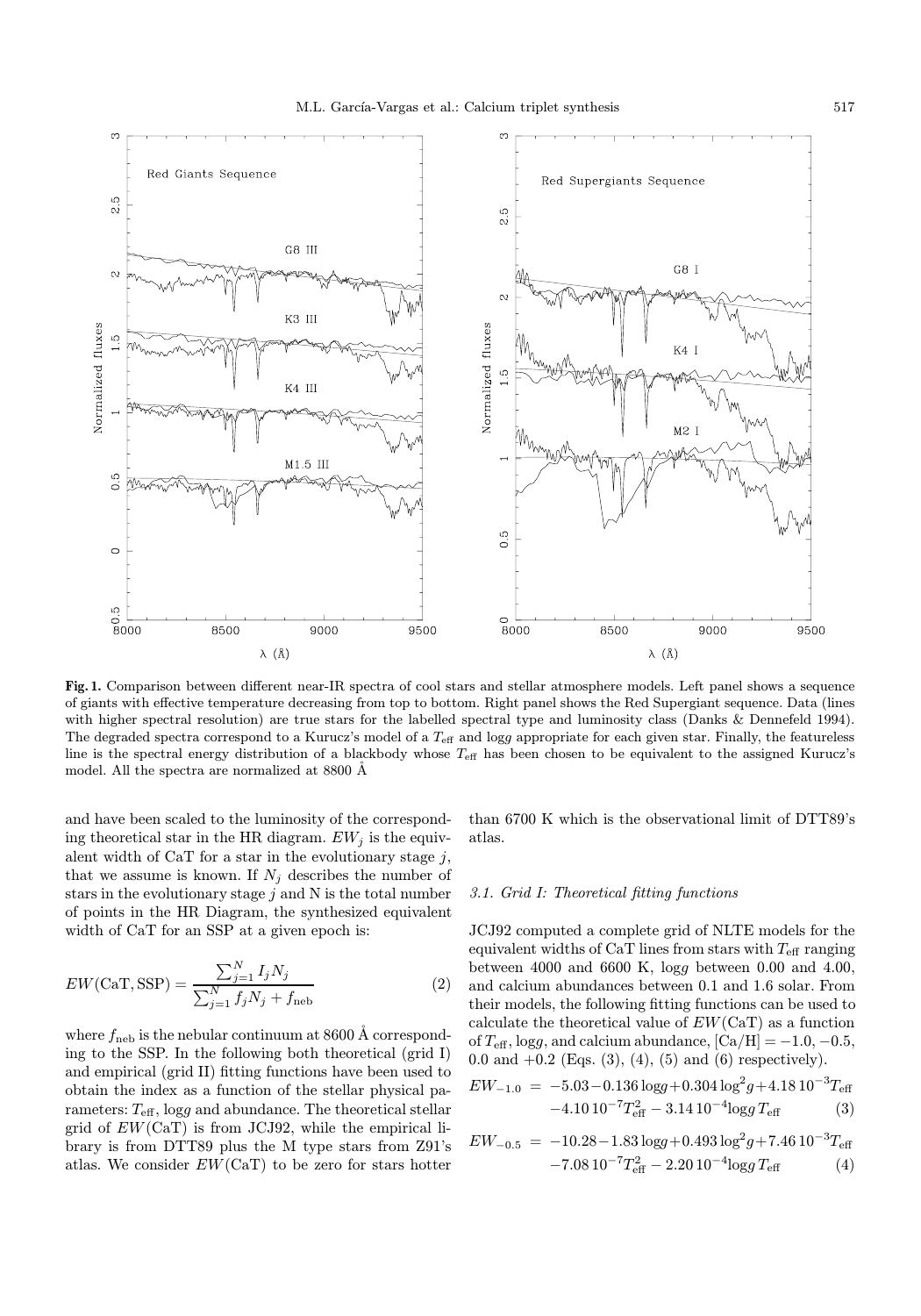**Fig. 1.** Comparison between different near-IR spectra of cool stars and stellar atmosphere models. Left panel shows a sequence of giants with effective temperature decreasing from top to bottom. Right panel shows the Red Supergiant sequence. Data (lines with higher spectral resolution) are true stars for the labelled spectral type and luminosity class (Danks & Dennefeld 1994). The degraded spectra correspond to a Kurucz's model of a $T_{\rm eff}$ and log$g$ appropriate for each given star. Finally, the featureless line is the spectral energy distribution of a blackbody whose $T_{\rm eff}$ has been chosen to be equivalent to the assigned Kurucz's model. All the spectra are normalized at 8800 Å

and have been scaled to the luminosity of the corresponding theoretical star in the HR diagram. $EW_j$ is the equivalent width of CaT for a star in the evolutionary stage $j$, that we assume is known. If $N_j$ describes the number of stars in the evolutionary stage $j$ and N is the total number of points in the HR Diagram, the synthesized equivalent width of CaT for an SSP at a given epoch is:

$$EW({\rm CaT, SSP}) = \frac{\sum_{j=1}^{N} I_j N_j}{\sum_{j=1}^{N} f_j N_j + f_{\rm neb}} \tag{2}$$

where $f_{\rm neb}$ is the nebular continuum at 8600 Å corresponding to the SSP. In the following both theoretical (grid I) and empirical (grid II) fitting functions have been used to obtain the index as a function of the stellar physical parameters: $T_{\rm eff}$, log$g$ and abundance. The theoretical stellar grid of $EW$(CaT) is from JCJ92, while the empirical library is from DTT89 plus the M type stars from Z91's atlas. We consider $EW$(CaT) to be zero for stars hotter than 6700 K which is the observational limit of DTT89's atlas.

### 3.1. Grid I: Theoretical fitting functions

JCJ92 computed a complete grid of NLTE models for the equivalent widths of CaT lines from stars with $T_{\rm eff}$ ranging between 4000 and 6600 K, log$g$ between 0.00 and 4.00, and calcium abundances between 0.1 and 1.6 solar. From their models, the following fitting functions can be used to calculate the theoretical value of $EW$(CaT) as a function of $T_{\rm eff}$, log$g$, and calcium abundance, [Ca/H] $= -1.0, -0.5$, 0.0 and $+0.2$ (Eqs. (3), (4), (5) and (6) respectively).

$$\begin{aligned} EW_{-1.0} = & -5.03 - 0.136\log g + 0.304\log^2 g + 4.18\,10^{-3} T_{\rm eff} \\ & -4.10\,10^{-7} T_{\rm eff}^2 - 3.14\,10^{-4} \log g\, T_{\rm eff} \end{aligned} \tag{3}$$

$$\begin{aligned} EW_{-0.5} = & -10.28 - 1.83\log g + 0.493\log^2 g + 7.46\,10^{-3} T_{\rm eff} \\ & -7.08\,10^{-7} T_{\rm eff}^2 - 2.20\,10^{-4} \log g\, T_{\rm eff} \end{aligned} \tag{4}$$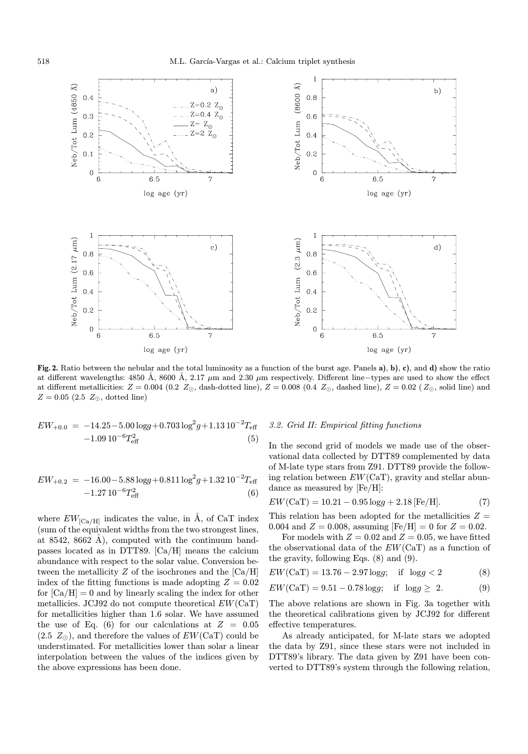**Fig. 2.** Ratio between the nebular and the total luminosity as a function of the burst age. Panels **a)**, **b)**, **c)**, and **d)** show the ratio at different wavelengths: 4850 Å, 8600 Å, 2.17 μm and 2.30 μm respectively. Different line−types are used to show the effect at different metallicities: $Z = 0.004$ (0.2 $Z_\odot$, dash-dotted line), $Z = 0.008$ (0.4 $Z_\odot$, dashed line), $Z = 0.02$ ( $Z_\odot$, solid line) and $Z = 0.05$ (2.5 $Z_\odot$, dotted line)

$$EW_{+0.0} = -14.25 - 5.00\log g + 0.703\log^2 g + 1.13\,10^{-2}T_{\rm eff} - 1.09\,10^{-6}T_{\rm eff}^2 \quad (5)$$

$$EW_{+0.2} = -16.00 - 5.88\log g + 0.811\log^2 g + 1.32\,10^{-2}T_{\rm eff} - 1.27\,10^{-6}T_{\rm eff}^2 \quad (6)$$

where $EW_{[{\rm Ca/H}]}$ indicates the value, in Å, of CaT index (sum of the equivalent widths from the two strongest lines, at 8542, 8662 Å), computed with the continuum bandpasses located as in DTT89. [Ca/H] means the calcium abundance with respect to the solar value. Conversion between the metallicity $Z$ of the isochrones and the [Ca/H] index of the fitting functions is made adopting $Z = 0.02$ for $[{\rm Ca/H}] = 0$ and by linearly scaling the index for other metallicies. JCJ92 do not compute theoretical $EW$(CaT) for metallicities higher than 1.6 solar. We have assumed the use of Eq. (6) for our calculations at $Z = 0.05$ (2.5 $Z_\odot$), and therefore the values of $EW$(CaT) could be understimated. For metallicities lower than solar a linear interpolation between the values of the indices given by the above expressions has been done.

### *3.2. Grid II: Empirical fitting functions*

In the second grid of models we made use of the observational data collected by DTT89 complemented by data of M-late type stars from Z91. DTT89 provide the following relation between $EW$(CaT), gravity and stellar abundance as measured by [Fe/H]:

$$EW({\rm CaT}) = 10.21 - 0.95\log g + 2.18\,[{\rm Fe/H}]. \quad (7)$$

This relation has been adopted for the metallicities $Z = 0.004$ and $Z = 0.008$, assuming $[{\rm Fe/H}] = 0$ for $Z = 0.02$.

For models with $Z = 0.02$ and $Z = 0.05$, we have fitted the observational data of the $EW$(CaT) as a function of the gravity, following Eqs. (8) and (9).

$$EW({\rm CaT}) = 13.76 - 2.97\log g; \quad \text{if } \log g < 2 \quad (8)$$

$$EW({\rm CaT}) = 9.51 - 0.78\log g; \quad \text{if } \log g \geq 2. \quad (9)$$

The above relations are shown in Fig. 3a together with the theoretical calibrations given by JCJ92 for different effective temperatures.

As already anticipated, for M-late stars we adopted the data by Z91, since these stars were not included in DTT89's library. The data given by Z91 have been converted to DTT89's system through the following relation,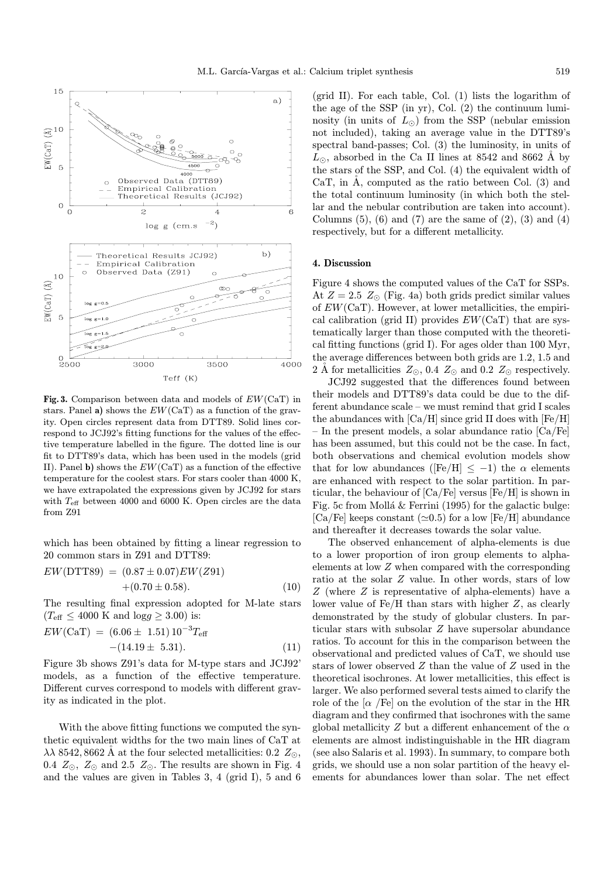**Fig. 3.** Comparison between data and models of $EW(\mathrm{CaT})$ in stars. Panel **a)** shows the $EW(\mathrm{CaT})$ as a function of the gravity. Open circles represent data from DTT89. Solid lines correspond to JCJ92's fitting functions for the values of the effective temperature labelled in the figure. The dotted line is our fit to DTT89's data, which has been used in the models (grid II). Panel **b)** shows the $EW(\mathrm{CaT})$ as a function of the effective temperature for the coolest stars. For stars cooler than 4000 K, we have extrapolated the expressions given by JCJ92 for stars with $T_{\mathrm{eff}}$ between 4000 and 6000 K. Open circles are the data from Z91

which has been obtained by fitting a linear regression to 20 common stars in Z91 and DTT89:

$$EW(\mathrm{DTT89}) = (0.87 \pm 0.07) EW(Z91) + (0.70 \pm 0.58). \quad (10)$$

The resulting final expression adopted for M-late stars ($T_{\mathrm{eff}} \leq 4000$ K and $\log g \geq 3.00$) is:

$$EW(\mathrm{CaT}) = (6.06 \pm 1.51)\, 10^{-3} T_{\mathrm{eff}} - (14.19 \pm 5.31). \quad (11)$$

Figure 3b shows Z91's data for M-type stars and JCJ92' models, as a function of the effective temperature. Different curves correspond to models with different gravity as indicated in the plot.

With the above fitting functions we computed the synthetic equivalent widths for the two main lines of CaT at $\lambda\lambda$ 8542, 8662 Å at the four selected metallicities: 0.2 $Z_{\odot}$, 0.4 $Z_{\odot}$, $Z_{\odot}$ and 2.5 $Z_{\odot}$. The results are shown in Fig. 4 and the values are given in Tables 3, 4 (grid I), 5 and 6 (grid II). For each table, Col. (1) lists the logarithm of the age of the SSP (in yr), Col. (2) the continuum luminosity (in units of $L_{\odot}$) from the SSP (nebular emission not included), taking an average value in the DTT89's spectral band-passes; Col. (3) the luminosity, in units of $L_{\odot}$, absorbed in the Ca II lines at 8542 and 8662 Å by the stars of the SSP, and Col. (4) the equivalent width of CaT, in Å, computed as the ratio between Col. (3) and the total continuum luminosity (in which both the stellar and the nebular contribution are taken into account). Columns (5), (6) and (7) are the same of (2), (3) and (4) respectively, but for a different metallicity.

## 4. Discussion

Figure 4 shows the computed values of the CaT for SSPs. At $Z = 2.5\ Z_{\odot}$ (Fig. 4a) both grids predict similar values of $EW(\mathrm{CaT})$. However, at lower metallicities, the empirical calibration (grid II) provides $EW(\mathrm{CaT})$ that are systematically larger than those computed with the theoretical fitting functions (grid I). For ages older than 100 Myr, the average differences between both grids are 1.2, 1.5 and 2 Å for metallicities $Z_{\odot}$, 0.4 $Z_{\odot}$ and 0.2 $Z_{\odot}$ respectively.

JCJ92 suggested that the differences found between their models and DTT89's data could be due to the different abundance scale – we must remind that grid I scales the abundances with [Ca/H] since grid II does with [Fe/H] – In the present models, a solar abundance ratio [Ca/Fe] has been assumed, but this could not be the case. In fact, both observations and chemical evolution models show that for low abundances ([Fe/H] $\leq -1$) the $\alpha$ elements are enhanced with respect to the solar partition. In particular, the behaviour of [Ca/Fe] versus [Fe/H] is shown in Fig. 5c from Mollá & Ferrini (1995) for the galactic bulge: [Ca/Fe] keeps constant ($\simeq$0.5) for a low [Fe/H] abundance and thereafter it decreases towards the solar value.

The observed enhancement of alpha-elements is due to a lower proportion of iron group elements to alpha-elements at low $Z$ when compared with the corresponding ratio at the solar $Z$ value. In other words, stars of low $Z$ (where $Z$ is representative of alpha-elements) have a lower value of Fe/H than stars with higher $Z$, as clearly demonstrated by the study of globular clusters. In particular stars with subsolar $Z$ have supersolar abundance ratios. To account for this in the comparison between the observational and predicted values of CaT, we should use stars of lower observed $Z$ than the value of $Z$ used in the theoretical isochrones. At lower metallicities, this effect is larger. We also performed several tests aimed to clarify the role of the [$\alpha$ /Fe] on the evolution of the star in the HR diagram and they confirmed that isochrones with the same global metallicity $Z$ but a different enhancement of the $\alpha$ elements are almost indistinguishable in the HR diagram (see also Salaris et al. 1993). In summary, to compare both grids, we should use a non solar partition of the heavy elements for abundances lower than solar. The net effect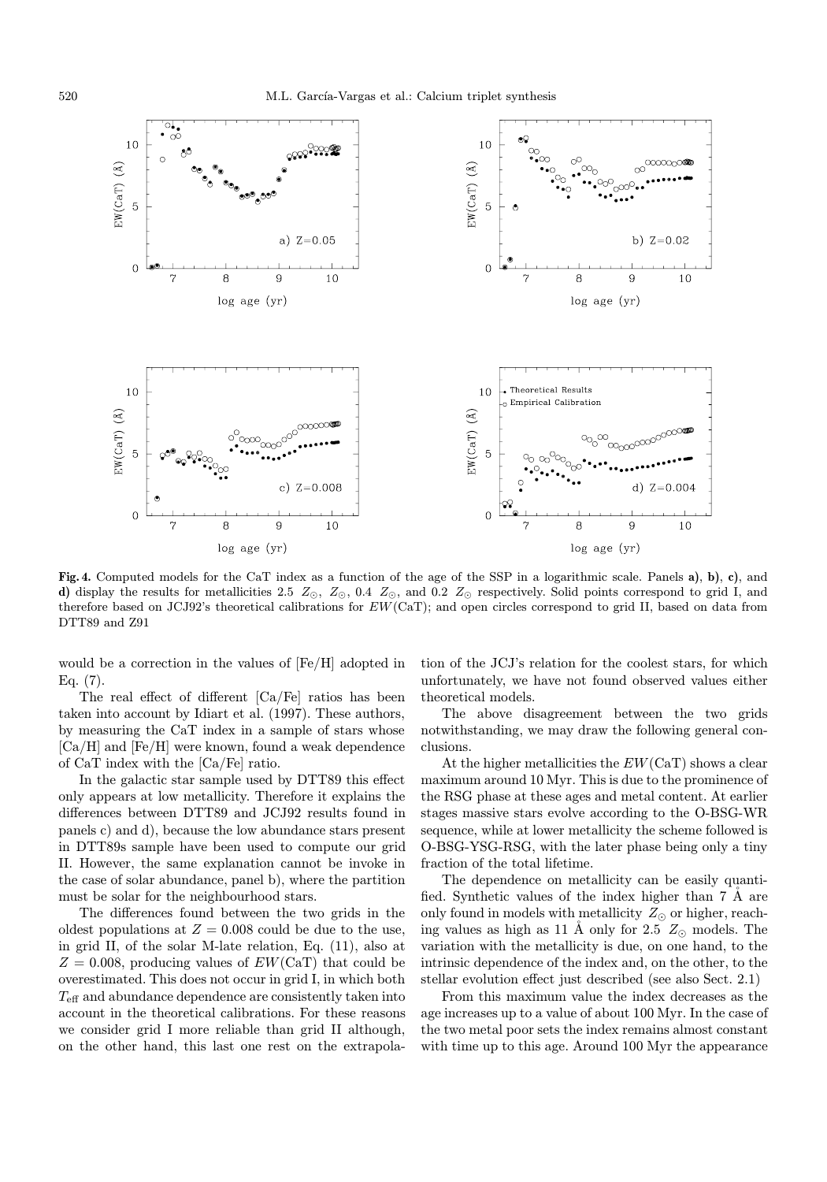**Fig. 4.** Computed models for the CaT index as a function of the age of the SSP in a logarithmic scale. Panels **a)**, **b)**, **c)**, and **d)** display the results for metallicities 2.5 $Z_{\odot}$, $Z_{\odot}$, 0.4 $Z_{\odot}$, and 0.2 $Z_{\odot}$ respectively. Solid points correspond to grid I, and therefore based on JCJ92's theoretical calibrations for $EW$(CaT); and open circles correspond to grid II, based on data from DTT89 and Z91

would be a correction in the values of [Fe/H] adopted in Eq. (7).

The real effect of different [Ca/Fe] ratios has been taken into account by Idiart et al. (1997). These authors, by measuring the CaT index in a sample of stars whose [Ca/H] and [Fe/H] were known, found a weak dependence of CaT index with the [Ca/Fe] ratio.

In the galactic star sample used by DTT89 this effect only appears at low metallicity. Therefore it explains the differences between DTT89 and JCJ92 results found in panels c) and d), because the low abundance stars present in DTT89s sample have been used to compute our grid II. However, the same explanation cannot be invoke in the case of solar abundance, panel b), where the partition must be solar for the neighbourhood stars.

The differences found between the two grids in the oldest populations at $Z = 0.008$ could be due to the use, in grid II, of the solar M-late relation, Eq. (11), also at $Z = 0.008$, producing values of $EW$(CaT) that could be overestimated. This does not occur in grid I, in which both $T_{\rm eff}$ and abundance dependence are consistently taken into account in the theoretical calibrations. For these reasons we consider grid I more reliable than grid II although, on the other hand, this last one rest on the extrapolation of the JCJ's relation for the coolest stars, for which unfortunately, we have not found observed values either theoretical models.

The above disagreement between the two grids notwithstanding, we may draw the following general conclusions.

At the higher metallicities the $EW$(CaT) shows a clear maximum around 10 Myr. This is due to the prominence of the RSG phase at these ages and metal content. At earlier stages massive stars evolve according to the O-BSG-WR sequence, while at lower metallicity the scheme followed is O-BSG-YSG-RSG, with the later phase being only a tiny fraction of the total lifetime.

The dependence on metallicity can be easily quantified. Synthetic values of the index higher than 7 Å are only found in models with metallicity $Z_{\odot}$ or higher, reaching values as high as 11 Å only for 2.5 $Z_{\odot}$ models. The variation with the metallicity is due, on one hand, to the intrinsic dependence of the index and, on the other, to the stellar evolution effect just described (see also Sect. 2.1)

From this maximum value the index decreases as the age increases up to a value of about 100 Myr. In the case of the two metal poor sets the index remains almost constant with time up to this age. Around 100 Myr the appearance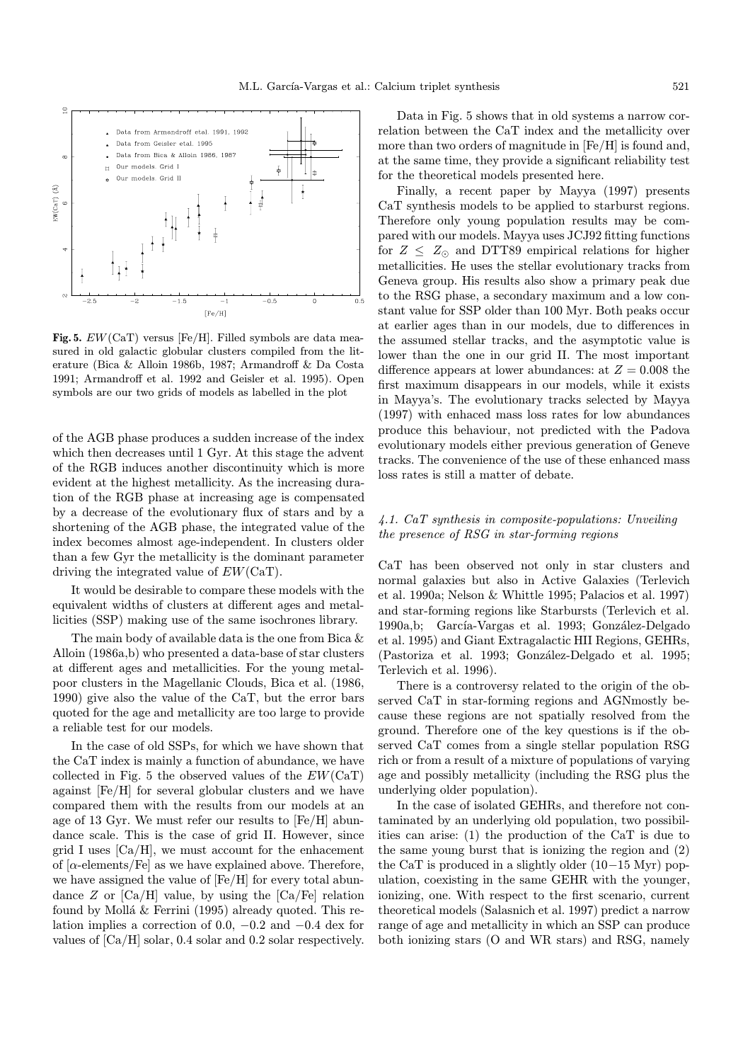**Fig. 5.** $EW$(CaT) versus [Fe/H]. Filled symbols are data measured in old galactic globular clusters compiled from the literature (Bica & Alloin 1986b, 1987; Armandroff & Da Costa 1991; Armandroff et al. 1992 and Geisler et al. 1995). Open symbols are our two grids of models as labelled in the plot

of the AGB phase produces a sudden increase of the index which then decreases until 1 Gyr. At this stage the advent of the RGB induces another discontinuity which is more evident at the highest metallicity. As the increasing duration of the RGB phase at increasing age is compensated by a decrease of the evolutionary flux of stars and by a shortening of the AGB phase, the integrated value of the index becomes almost age-independent. In clusters older than a few Gyr the metallicity is the dominant parameter driving the integrated value of $EW$(CaT).

It would be desirable to compare these models with the equivalent widths of clusters at different ages and metallicities (SSP) making use of the same isochrones library.

The main body of available data is the one from Bica & Alloin (1986a,b) who presented a data-base of star clusters at different ages and metallicities. For the young metal-poor clusters in the Magellanic Clouds, Bica et al. (1986, 1990) give also the value of the CaT, but the error bars quoted for the age and metallicity are too large to provide a reliable test for our models.

In the case of old SSPs, for which we have shown that the CaT index is mainly a function of abundance, we have collected in Fig. 5 the observed values of the $EW$(CaT) against [Fe/H] for several globular clusters and we have compared them with the results from our models at an age of 13 Gyr. We must refer our results to [Fe/H] abundance scale. This is the case of grid II. However, since grid I uses [Ca/H], we must account for the enhacement of [$\alpha$-elements/Fe] as we have explained above. Therefore, we have assigned the value of [Fe/H] for every total abundance $Z$ or [Ca/H] value, by using the [Ca/Fe] relation found by Mollá & Ferrini (1995) already quoted. This relation implies a correction of 0.0, $-0.2$ and $-0.4$ dex for values of [Ca/H] solar, 0.4 solar and 0.2 solar respectively.

Data in Fig. 5 shows that in old systems a narrow correlation between the CaT index and the metallicity over more than two orders of magnitude in [Fe/H] is found and, at the same time, they provide a significant reliability test for the theoretical models presented here.

Finally, a recent paper by Mayya (1997) presents CaT synthesis models to be applied to starburst regions. Therefore only young population results may be compared with our models. Mayya uses JCJ92 fitting functions for $Z \leq Z_{\odot}$ and DTT89 empirical relations for higher metallicities. He uses the stellar evolutionary tracks from Geneva group. His results also show a primary peak due to the RSG phase, a secondary maximum and a low constant value for SSP older than 100 Myr. Both peaks occur at earlier ages than in our models, due to differences in the assumed stellar tracks, and the asymptotic value is lower than the one in our grid II. The most important difference appears at lower abundances: at $Z = 0.008$ the first maximum disappears in our models, while it exists in Mayya's. The evolutionary tracks selected by Mayya (1997) with enhaced mass loss rates for low abundances produce this behaviour, not predicted with the Padova evolutionary models either previous generation of Geneve tracks. The convenience of the use of these enhanced mass loss rates is still a matter of debate.

### *4.1. CaT synthesis in composite-populations: Unveiling the presence of RSG in star-forming regions*

CaT has been observed not only in star clusters and normal galaxies but also in Active Galaxies (Terlevich et al. 1990a; Nelson & Whittle 1995; Palacios et al. 1997) and star-forming regions like Starbursts (Terlevich et al. 1990a,b; García-Vargas et al. 1993; González-Delgado et al. 1995) and Giant Extragalactic HII Regions, GEHRs, (Pastoriza et al. 1993; González-Delgado et al. 1995; Terlevich et al. 1996).

There is a controversy related to the origin of the observed CaT in star-forming regions and AGNmostly because these regions are not spatially resolved from the ground. Therefore one of the key questions is if the observed CaT comes from a single stellar population RSG rich or from a result of a mixture of populations of varying age and possibly metallicity (including the RSG plus the underlying older population).

In the case of isolated GEHRs, and therefore not contaminated by an underlying old population, two possibilities can arise: (1) the production of the CaT is due to the same young burst that is ionizing the region and (2) the CaT is produced in a slightly older (10−15 Myr) population, coexisting in the same GEHR with the younger, ionizing, one. With respect to the first scenario, current theoretical models (Salasnich et al. 1997) predict a narrow range of age and metallicity in which an SSP can produce both ionizing stars (O and WR stars) and RSG, namely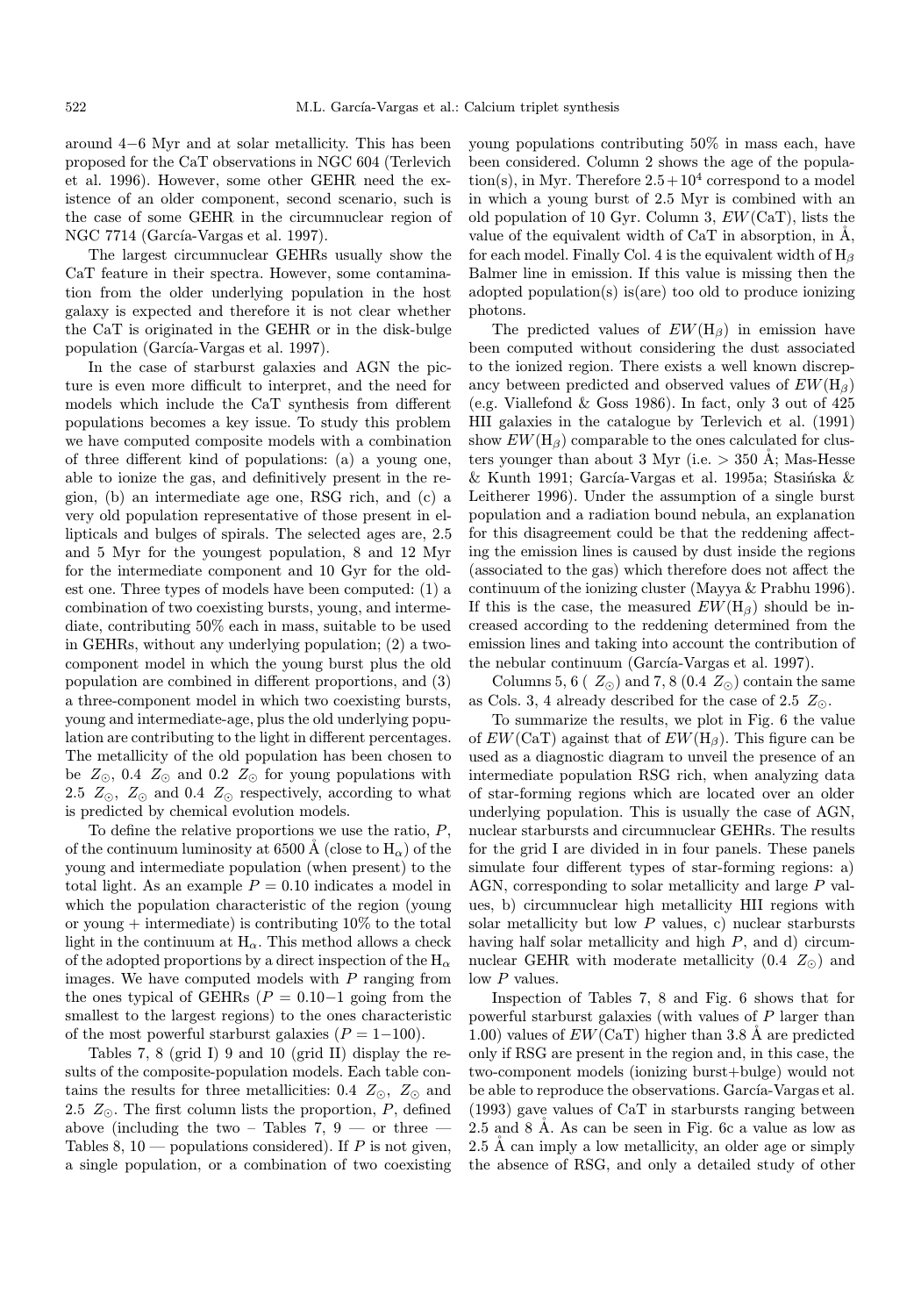around 4−6 Myr and at solar metallicity. This has been proposed for the CaT observations in NGC 604 (Terlevich et al. 1996). However, some other GEHR need the existence of an older component, second scenario, such is the case of some GEHR in the circumnuclear region of NGC 7714 (García-Vargas et al. 1997).

The largest circumnuclear GEHRs usually show the CaT feature in their spectra. However, some contamination from the older underlying population in the host galaxy is expected and therefore it is not clear whether the CaT is originated in the GEHR or in the disk-bulge population (García-Vargas et al. 1997).

In the case of starburst galaxies and AGN the picture is even more difficult to interpret, and the need for models which include the CaT synthesis from different populations becomes a key issue. To study this problem we have computed composite models with a combination of three different kind of populations: (a) a young one, able to ionize the gas, and definitively present in the region, (b) an intermediate age one, RSG rich, and (c) a very old population representative of those present in ellipticals and bulges of spirals. The selected ages are, 2.5 and 5 Myr for the youngest population, 8 and 12 Myr for the intermediate component and 10 Gyr for the oldest one. Three types of models have been computed: (1) a combination of two coexisting bursts, young, and intermediate, contributing 50% each in mass, suitable to be used in GEHRs, without any underlying population; (2) a two-component model in which the young burst plus the old population are combined in different proportions, and (3) a three-component model in which two coexisting bursts, young and intermediate-age, plus the old underlying population are contributing to the light in different percentages. The metallicity of the old population has been chosen to be $Z_{\odot}$, 0.4 $Z_{\odot}$ and 0.2 $Z_{\odot}$ for young populations with 2.5 $Z_{\odot}$, $Z_{\odot}$ and 0.4 $Z_{\odot}$ respectively, according to what is predicted by chemical evolution models.

To define the relative proportions we use the ratio, $P$, of the continuum luminosity at 6500 Å (close to $H_{\alpha}$) of the young and intermediate population (when present) to the total light. As an example $P = 0.10$ indicates a model in which the population characteristic of the region (young or young + intermediate) is contributing 10% to the total light in the continuum at $H_{\alpha}$. This method allows a check of the adopted proportions by a direct inspection of the $H_{\alpha}$ images. We have computed models with $P$ ranging from the ones typical of GEHRs ($P = 0.10-1$ going from the smallest to the largest regions) to the ones characteristic of the most powerful starburst galaxies ($P = 1-100$).

Tables 7, 8 (grid I) 9 and 10 (grid II) display the results of the composite-population models. Each table contains the results for three metallicities: 0.4 $Z_{\odot}$, $Z_{\odot}$ and 2.5 $Z_{\odot}$. The first column lists the proportion, $P$, defined above (including the two – Tables 7, 9 — or three — Tables 8, 10 — populations considered). If $P$ is not given, a single population, or a combination of two coexisting young populations contributing 50% in mass each, have been considered. Column 2 shows the age of the population(s), in Myr. Therefore $2.5+10^{4}$ correspond to a model in which a young burst of 2.5 Myr is combined with an old population of 10 Gyr. Column 3, $EW$(CaT), lists the value of the equivalent width of CaT in absorption, in Å, for each model. Finally Col. 4 is the equivalent width of $H_{\beta}$ Balmer line in emission. If this value is missing then the adopted population(s) is(are) too old to produce ionizing photons.

The predicted values of $EW(H_{\beta})$ in emission have been computed without considering the dust associated to the ionized region. There exists a well known discrepancy between predicted and observed values of $EW(H_{\beta})$ (e.g. Viallefond & Goss 1986). In fact, only 3 out of 425 HII galaxies in the catalogue by Terlevich et al. (1991) show $EW(H_{\beta})$ comparable to the ones calculated for clusters younger than about 3 Myr (i.e. > 350 Å; Mas-Hesse & Kunth 1991; García-Vargas et al. 1995a; Stasińska & Leitherer 1996). Under the assumption of a single burst population and a radiation bound nebula, an explanation for this disagreement could be that the reddening affecting the emission lines is caused by dust inside the regions (associated to the gas) which therefore does not affect the continuum of the ionizing cluster (Mayya & Prabhu 1996). If this is the case, the measured $EW(H_{\beta})$ should be increased according to the reddening determined from the emission lines and taking into account the contribution of the nebular continuum (García-Vargas et al. 1997).

Columns 5, 6 ( $Z_{\odot}$) and 7, 8 (0.4 $Z_{\odot}$) contain the same as Cols. 3, 4 already described for the case of 2.5 $Z_{\odot}$.

To summarize the results, we plot in Fig. 6 the value of $EW$(CaT) against that of $EW(H_{\beta})$. This figure can be used as a diagnostic diagram to unveil the presence of an intermediate population RSG rich, when analyzing data of star-forming regions which are located over an older underlying population. This is usually the case of AGN, nuclear starbursts and circumnuclear GEHRs. The results for the grid I are divided in in four panels. These panels simulate four different types of star-forming regions: a) AGN, corresponding to solar metallicity and large $P$ values, b) circumnuclear high metallicity HII regions with solar metallicity but low $P$ values, c) nuclear starbursts having half solar metallicity and high $P$, and d) circumnuclear GEHR with moderate metallicity (0.4 $Z_{\odot}$) and low $P$ values.

Inspection of Tables 7, 8 and Fig. 6 shows that for powerful starburst galaxies (with values of $P$ larger than 1.00) values of $EW$(CaT) higher than 3.8 Å are predicted only if RSG are present in the region and, in this case, the two-component models (ionizing burst+bulge) would not be able to reproduce the observations. García-Vargas et al. (1993) gave values of CaT in starbursts ranging between 2.5 and 8 Å. As can be seen in Fig. 6c a value as low as 2.5 Å can imply a low metallicity, an older age or simply the absence of RSG, and only a detailed study of other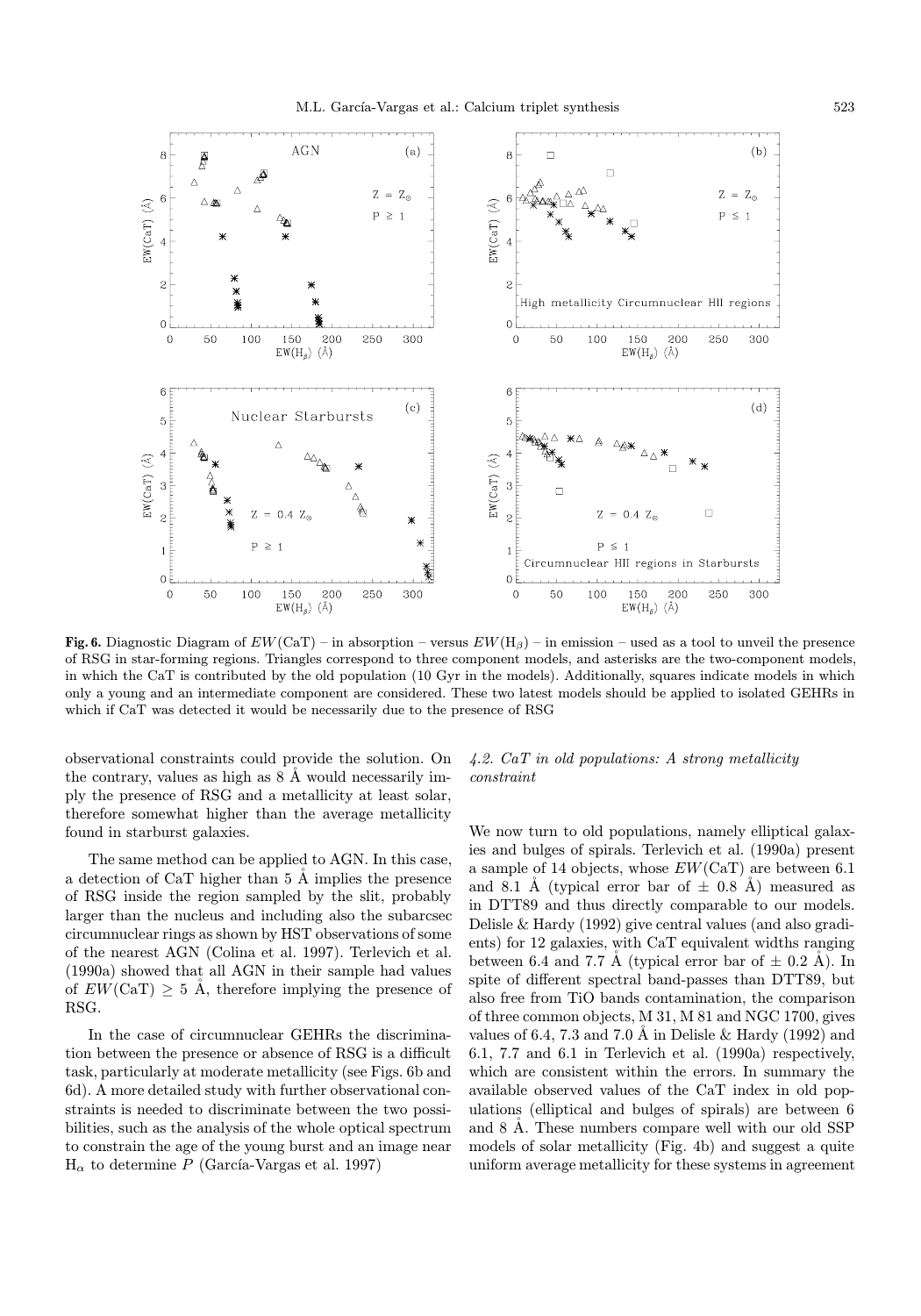**Fig. 6.** Diagnostic Diagram of $EW(\mathrm{CaT})$ – in absorption – versus $EW(\mathrm{H}_\beta)$ – in emission – used as a tool to unveil the presence of RSG in star-forming regions. Triangles correspond to three component models, and asterisks are the two-component models, in which the CaT is contributed by the old population (10 Gyr in the models). Additionally, squares indicate models in which only a young and an intermediate component are considered. These two latest models should be applied to isolated GEHRs in which if CaT was detected it would be necessarily due to the presence of RSG

observational constraints could provide the solution. On the contrary, values as high as 8 Å would necessarily imply the presence of RSG and a metallicity at least solar, therefore somewhat higher than the average metallicity found in starburst galaxies.

The same method can be applied to AGN. In this case, a detection of CaT higher than 5 Å implies the presence of RSG inside the region sampled by the slit, probably larger than the nucleus and including also the subarcsec circumnuclear rings as shown by HST observations of some of the nearest AGN (Colina et al. 1997). Terlevich et al. (1990a) showed that all AGN in their sample had values of $EW(\mathrm{CaT}) \geq 5$ Å, therefore implying the presence of RSG.

In the case of circumnuclear GEHRs the discrimination between the presence or absence of RSG is a difficult task, particularly at moderate metallicity (see Figs. 6b and 6d). A more detailed study with further observational constraints is needed to discriminate between the two possibilities, such as the analysis of the whole optical spectrum to constrain the age of the young burst and an image near $\mathrm{H}_\alpha$ to determine $P$ (García-Vargas et al. 1997)

### *4.2. CaT in old populations: A strong metallicity constraint*

We now turn to old populations, namely elliptical galaxies and bulges of spirals. Terlevich et al. (1990a) present a sample of 14 objects, whose $EW(\mathrm{CaT})$ are between 6.1 and 8.1 Å (typical error bar of $\pm$ 0.8 Å) measured as in DTT89 and thus directly comparable to our models. Delisle & Hardy (1992) give central values (and also gradients) for 12 galaxies, with CaT equivalent widths ranging between 6.4 and 7.7 Å (typical error bar of $\pm$ 0.2 Å). In spite of different spectral band-passes than DTT89, but also free from TiO bands contamination, the comparison of three common objects, M 31, M 81 and NGC 1700, gives values of 6.4, 7.3 and 7.0 Å in Delisle & Hardy (1992) and 6.1, 7.7 and 6.1 in Terlevich et al. (1990a) respectively, which are consistent within the errors. In summary the available observed values of the CaT index in old populations (elliptical and bulges of spirals) are between 6 and 8 Å. These numbers compare well with our old SSP models of solar metallicity (Fig. 4b) and suggest a quite uniform average metallicity for these systems in agreement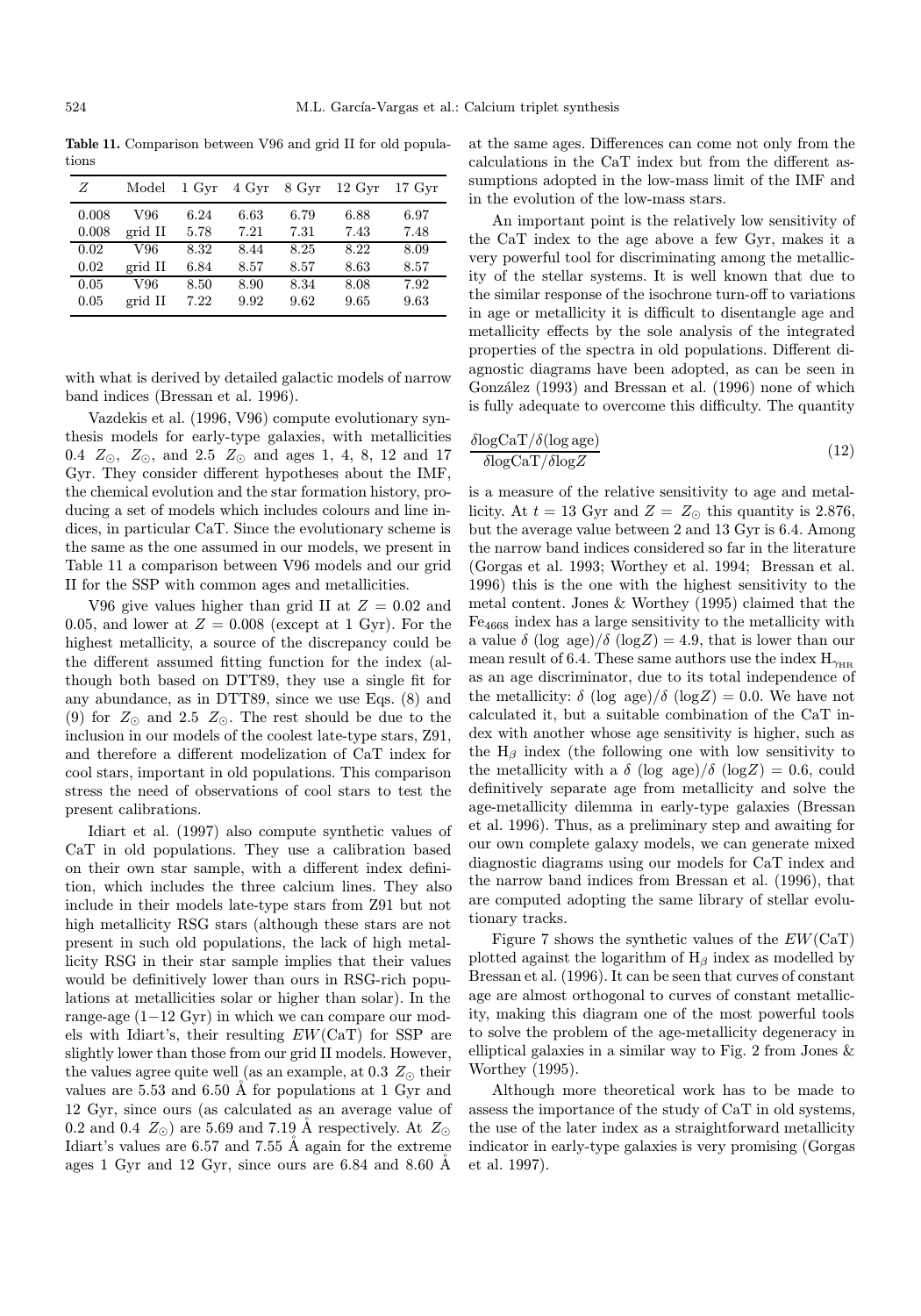**Table 11.** Comparison between V96 and grid II for old populations

| $Z$ | Model | 1 Gyr | 4 Gyr | 8 Gyr | 12 Gyr | 17 Gyr |
|---|---|---|---|---|---|---|
| 0.008 | V96 | 6.24 | 6.63 | 6.79 | 6.88 | 6.97 |
| 0.008 | grid II | 5.78 | 7.21 | 7.31 | 7.43 | 7.48 |
| 0.02 | V96 | 8.32 | 8.44 | 8.25 | 8.22 | 8.09 |
| 0.02 | grid II | 6.84 | 8.57 | 8.57 | 8.63 | 8.57 |
| 0.05 | V96 | 8.50 | 8.90 | 8.34 | 8.08 | 7.92 |
| 0.05 | grid II | 7.22 | 9.92 | 9.62 | 9.65 | 9.63 |

with what is derived by detailed galactic models of narrow band indices (Bressan et al. 1996).

Vazdekis et al. (1996, V96) compute evolutionary synthesis models for early-type galaxies, with metallicities 0.4 $Z_\odot$, $Z_\odot$, and 2.5 $Z_\odot$ and ages 1, 4, 8, 12 and 17 Gyr. They consider different hypotheses about the IMF, the chemical evolution and the star formation history, producing a set of models which includes colours and line indices, in particular CaT. Since the evolutionary scheme is the same as the one assumed in our models, we present in Table 11 a comparison between V96 models and our grid II for the SSP with common ages and metallicities.

V96 give values higher than grid II at $Z = 0.02$ and 0.05, and lower at $Z = 0.008$ (except at 1 Gyr). For the highest metallicity, a source of the discrepancy could be the different assumed fitting function for the index (although both based on DTT89, they use a single fit for any abundance, as in DTT89, since we use Eqs. (8) and (9) for $Z_\odot$ and 2.5 $Z_\odot$. The rest should be due to the inclusion in our models of the coolest late-type stars, Z91, and therefore a different modelization of CaT index for cool stars, important in old populations. This comparison stress the need of observations of cool stars to test the present calibrations.

Idiart et al. (1997) also compute synthetic values of CaT in old populations. They use a calibration based on their own star sample, with a different index definition, which includes the three calcium lines. They also include in their models late-type stars from Z91 but not high metallicity RSG stars (although these stars are not present in such old populations, the lack of high metallicity RSG in their star sample implies that their values would be definitively lower than ours in RSG-rich populations at metallicities solar or higher than solar). In the range-age (1−12 Gyr) in which we can compare our models with Idiart's, their resulting $EW$(CaT) for SSP are slightly lower than those from our grid II models. However, the values agree quite well (as an example, at 0.3 $Z_\odot$ their values are 5.53 and 6.50 Å for populations at 1 Gyr and 12 Gyr, since ours (as calculated as an average value of 0.2 and 0.4 $Z_\odot$) are 5.69 and 7.19 Å respectively. At $Z_\odot$ Idiart's values are 6.57 and 7.55 Å again for the extreme ages 1 Gyr and 12 Gyr, since ours are 6.84 and 8.60 Å at the same ages. Differences can come not only from the calculations in the CaT index but from the different assumptions adopted in the low-mass limit of the IMF and in the evolution of the low-mass stars.

An important point is the relatively low sensitivity of the CaT index to the age above a few Gyr, makes it a very powerful tool for discriminating among the metallicity of the stellar systems. It is well known that due to the similar response of the isochrone turn-off to variations in age or metallicity it is difficult to disentangle age and metallicity effects by the sole analysis of the integrated properties of the spectra in old populations. Different diagnostic diagrams have been adopted, as can be seen in González (1993) and Bressan et al. (1996) none of which is fully adequate to overcome this difficulty. The quantity

$$\frac{\delta \log \mathrm{CaT}/\delta(\log \mathrm{age})}{\delta \log \mathrm{CaT}/\delta \log Z} \tag{12}$$

is a measure of the relative sensitivity to age and metallicity. At $t = 13$ Gyr and $Z = Z_\odot$ this quantity is 2.876, but the average value between 2 and 13 Gyr is 6.4. Among the narrow band indices considered so far in the literature (Gorgas et al. 1993; Worthey et al. 1994; Bressan et al. 1996) this is the one with the highest sensitivity to the metal content. Jones & Worthey (1995) claimed that the $\mathrm{Fe}_{4668}$ index has a large sensitivity to the metallicity with a value $\delta$ (log age)/$\delta$ (log$Z$) = 4.9, that is lower than our mean result of 6.4. These same authors use the index $\mathrm{H}_{\gamma_{\mathrm{HR}}}$ as an age discriminator, due to its total independence of the metallicity: $\delta$ (log age)/$\delta$ (log$Z$) = 0.0. We have not calculated it, but a suitable combination of the CaT index with another whose age sensitivity is higher, such as the $\mathrm{H}_\beta$ index (the following one with low sensitivity to the metallicity with a $\delta$ (log age)/$\delta$ (log$Z$) = 0.6, could definitively separate age from metallicity and solve the age-metallicity dilemma in early-type galaxies (Bressan et al. 1996). Thus, as a preliminary step and awaiting for our own complete galaxy models, we can generate mixed diagnostic diagrams using our models for CaT index and the narrow band indices from Bressan et al. (1996), that are computed adopting the same library of stellar evolutionary tracks.

Figure 7 shows the synthetic values of the $EW$(CaT) plotted against the logarithm of $\mathrm{H}_\beta$ index as modelled by Bressan et al. (1996). It can be seen that curves of constant age are almost orthogonal to curves of constant metallicity, making this diagram one of the most powerful tools to solve the problem of the age-metallicity degeneracy in elliptical galaxies in a similar way to Fig. 2 from Jones & Worthey (1995).

Although more theoretical work has to be made to assess the importance of the study of CaT in old systems, the use of the later index as a straightforward metallicity indicator in early-type galaxies is very promising (Gorgas et al. 1997).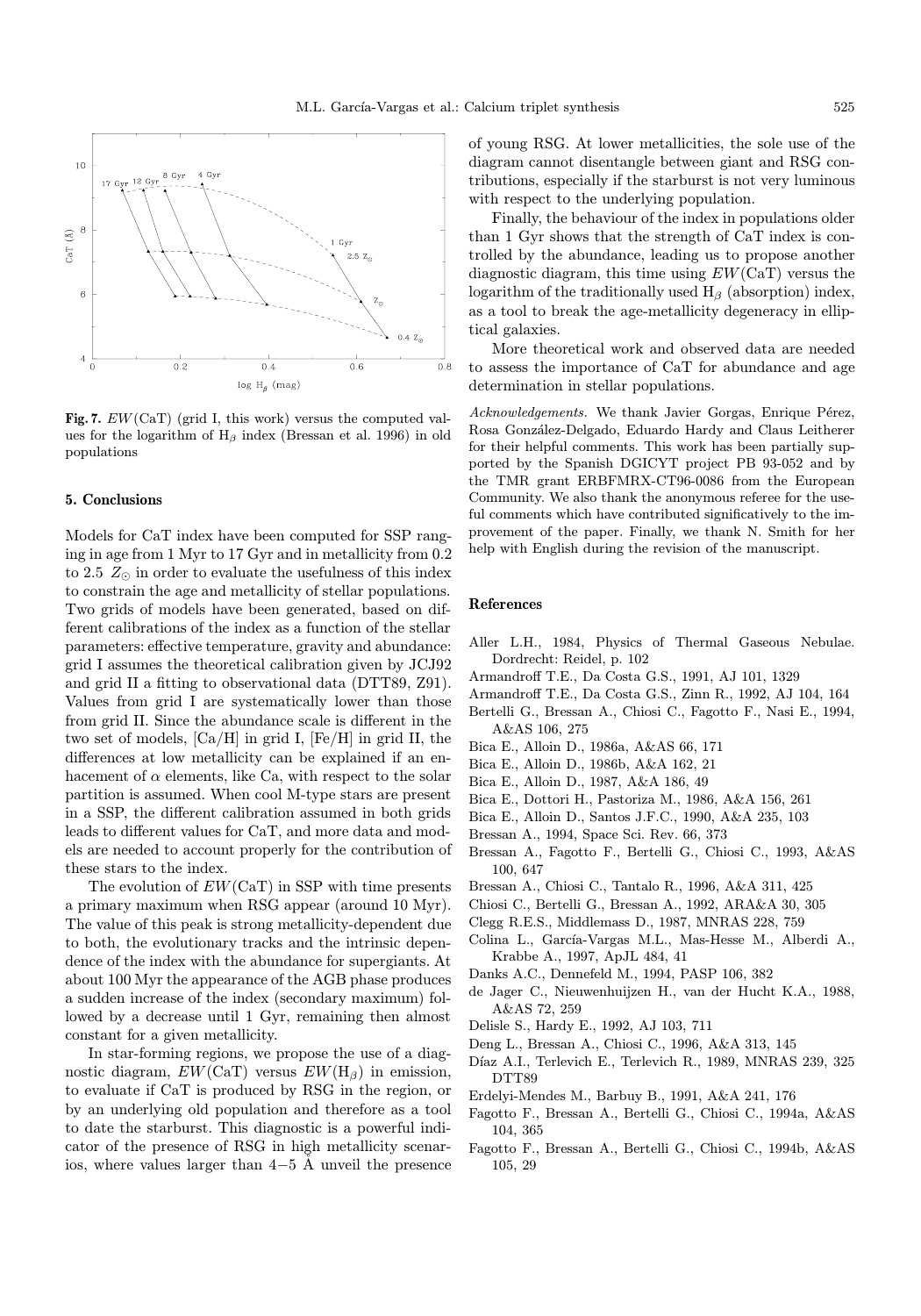**Fig. 7.** $EW$(CaT) (grid I, this work) versus the computed values for the logarithm of $H_\beta$ index (Bressan et al. 1996) in old populations

## 5. Conclusions

Models for CaT index have been computed for SSP ranging in age from 1 Myr to 17 Gyr and in metallicity from 0.2 to 2.5 $Z_\odot$ in order to evaluate the usefulness of this index to constrain the age and metallicity of stellar populations. Two grids of models have been generated, based on different calibrations of the index as a function of the stellar parameters: effective temperature, gravity and abundance: grid I assumes the theoretical calibration given by JCJ92 and grid II a fitting to observational data (DTT89, Z91). Values from grid I are systematically lower than those from grid II. Since the abundance scale is different in the two set of models, [Ca/H] in grid I, [Fe/H] in grid II, the differences at low metallicity can be explained if an enhacement of $\alpha$ elements, like Ca, with respect to the solar partition is assumed. When cool M-type stars are present in a SSP, the different calibration assumed in both grids leads to different values for CaT, and more data and models are needed to account properly for the contribution of these stars to the index.

The evolution of $EW$(CaT) in SSP with time presents a primary maximum when RSG appear (around 10 Myr). The value of this peak is strong metallicity-dependent due to both, the evolutionary tracks and the intrinsic dependence of the index with the abundance for supergiants. At about 100 Myr the appearance of the AGB phase produces a sudden increase of the index (secondary maximum) followed by a decrease until 1 Gyr, remaining then almost constant for a given metallicity.

In star-forming regions, we propose the use of a diagnostic diagram, $EW$(CaT) versus $EW(H_\beta)$ in emission, to evaluate if CaT is produced by RSG in the region, or by an underlying old population and therefore as a tool to date the starburst. This diagnostic is a powerful indicator of the presence of RSG in high metallicity scenarios, where values larger than 4−5 Å unveil the presence of young RSG. At lower metallicities, the sole use of the diagram cannot disentangle between giant and RSG contributions, especially if the starburst is not very luminous with respect to the underlying population.

Finally, the behaviour of the index in populations older than 1 Gyr shows that the strength of CaT index is controlled by the abundance, leading us to propose another diagnostic diagram, this time using $EW$(CaT) versus the logarithm of the traditionally used $H_\beta$ (absorption) index, as a tool to break the age-metallicity degeneracy in elliptical galaxies.

More theoretical work and observed data are needed to assess the importance of CaT for abundance and age determination in stellar populations.

*Acknowledgements.* We thank Javier Gorgas, Enrique Pérez, Rosa González-Delgado, Eduardo Hardy and Claus Leitherer for their helpful comments. This work has been partially supported by the Spanish DGICYT project PB 93-052 and by the TMR grant ERBFMRX-CT96-0086 from the European Community. We also thank the anonymous referee for the useful comments which have contributed significatively to the improvement of the paper. Finally, we thank N. Smith for her help with English during the revision of the manuscript.

## References

Aller L.H., 1984, Physics of Thermal Gaseous Nebulae. Dordrecht: Reidel, p. 102
Armandroff T.E., Da Costa G.S., 1991, AJ 101, 1329
Armandroff T.E., Da Costa G.S., Zinn R., 1992, AJ 104, 164
Bertelli G., Bressan A., Chiosi C., Fagotto F., Nasi E., 1994, A&AS 106, 275
Bica E., Alloin D., 1986a, A&AS 66, 171
Bica E., Alloin D., 1986b, A&A 162, 21
Bica E., Alloin D., 1987, A&A 186, 49
Bica E., Dottori H., Pastoriza M., 1986, A&A 156, 261
Bica E., Alloin D., Santos J.F.C., 1990, A&A 235, 103
Bressan A., 1994, Space Sci. Rev. 66, 373
Bressan A., Fagotto F., Bertelli G., Chiosi C., 1993, A&AS 100, 647
Bressan A., Chiosi C., Tantalo R., 1996, A&A 311, 425
Chiosi C., Bertelli G., Bressan A., 1992, ARA&A 30, 305
Clegg R.E.S., Middlemass D., 1987, MNRAS 228, 759
Colina L., García-Vargas M.L., Mas-Hesse M., Alberdi A., Krabbe A., 1997, ApJL 484, 41
Danks A.C., Dennefeld M., 1994, PASP 106, 382
de Jager C., Nieuwenhuijzen H., van der Hucht K.A., 1988, A&AS 72, 259
Delisle S., Hardy E., 1992, AJ 103, 711
Deng L., Bressan A., Chiosi C., 1996, A&A 313, 145
Díaz A.I., Terlevich E., Terlevich R., 1989, MNRAS 239, 325 DTT89
Erdelyi-Mendes M., Barbuy B., 1991, A&A 241, 176
Fagotto F., Bressan A., Bertelli G., Chiosi C., 1994a, A&AS 104, 365
Fagotto F., Bressan A., Bertelli G., Chiosi C., 1994b, A&AS 105, 29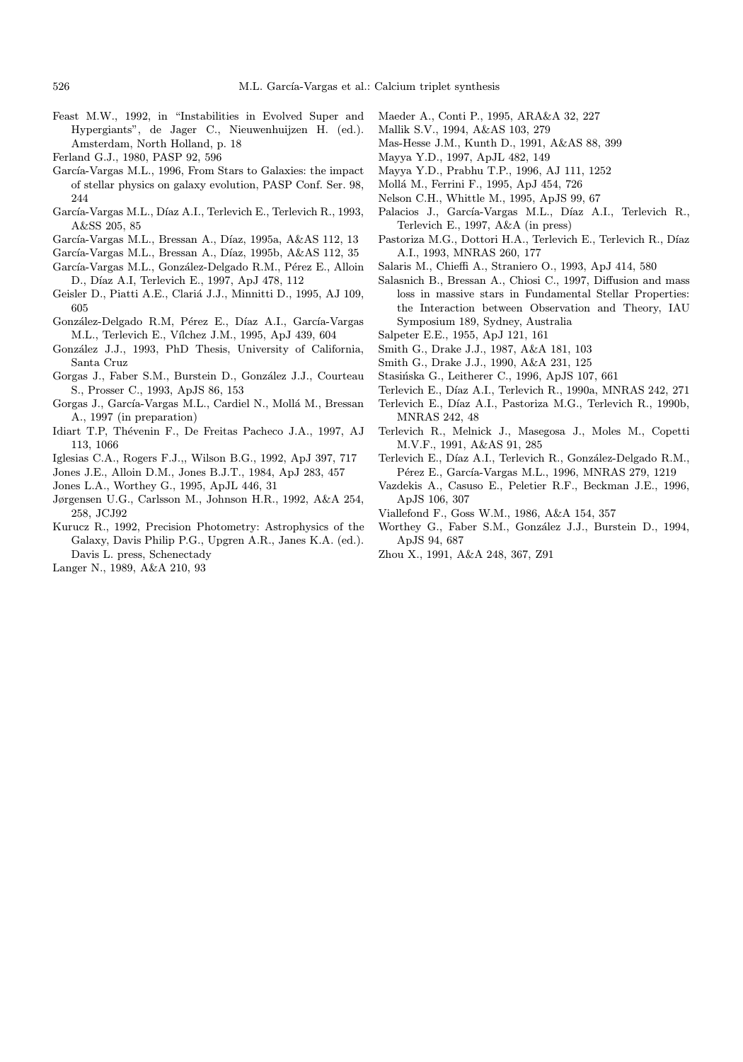Feast M.W., 1992, in "Instabilities in Evolved Super and Hypergiants", de Jager C., Nieuwenhuijzen H. (ed.). Amsterdam, North Holland, p. 18

Ferland G.J., 1980, PASP 92, 596

García-Vargas M.L., 1996, From Stars to Galaxies: the impact of stellar physics on galaxy evolution, PASP Conf. Ser. 98, 244

García-Vargas M.L., Díaz A.I., Terlevich E., Terlevich R., 1993, A&SS 205, 85

García-Vargas M.L., Bressan A., Díaz, 1995a, A&AS 112, 13

García-Vargas M.L., Bressan A., Díaz, 1995b, A&AS 112, 35

García-Vargas M.L., González-Delgado R.M., Pérez E., Alloin D., Díaz A.I, Terlevich E., 1997, ApJ 478, 112

Geisler D., Piatti A.E., Clariá J.J., Minnitti D., 1995, AJ 109, 605

González-Delgado R.M, Pérez E., Díaz A.I., García-Vargas M.L., Terlevich E., Vílchez J.M., 1995, ApJ 439, 604

González J.J., 1993, PhD Thesis, University of California, Santa Cruz

Gorgas J., Faber S.M., Burstein D., González J.J., Courteau S., Prosser C., 1993, ApJS 86, 153

Gorgas J., García-Vargas M.L., Cardiel N., Mollá M., Bressan A., 1997 (in preparation)

Idiart T.P, Thévenin F., De Freitas Pacheco J.A., 1997, AJ 113, 1066

Iglesias C.A., Rogers F.J.,, Wilson B.G., 1992, ApJ 397, 717

Jones J.E., Alloin D.M., Jones B.J.T., 1984, ApJ 283, 457

Jones L.A., Worthey G., 1995, ApJL 446, 31

Jørgensen U.G., Carlsson M., Johnson H.R., 1992, A&A 254, 258, JCJ92

Kurucz R., 1992, Precision Photometry: Astrophysics of the Galaxy, Davis Philip P.G., Upgren A.R., Janes K.A. (ed.). Davis L. press, Schenectady

Langer N., 1989, A&A 210, 93

Maeder A., Conti P., 1995, ARA&A 32, 227

Mallik S.V., 1994, A&AS 103, 279

Mas-Hesse J.M., Kunth D., 1991, A&AS 88, 399

Mayya Y.D., 1997, ApJL 482, 149

Mayya Y.D., Prabhu T.P., 1996, AJ 111, 1252

Mollá M., Ferrini F., 1995, ApJ 454, 726

Nelson C.H., Whittle M., 1995, ApJS 99, 67

Palacios J., García-Vargas M.L., Díaz A.I., Terlevich R., Terlevich E., 1997, A&A (in press)

Pastoriza M.G., Dottori H.A., Terlevich E., Terlevich R., Díaz A.I., 1993, MNRAS 260, 177

Salaris M., Chieffi A., Straniero O., 1993, ApJ 414, 580

Salasnich B., Bressan A., Chiosi C., 1997, Diffusion and mass loss in massive stars in Fundamental Stellar Properties: the Interaction between Observation and Theory, IAU Symposium 189, Sydney, Australia

Salpeter E.E., 1955, ApJ 121, 161

Smith G., Drake J.J., 1987, A&A 181, 103

Smith G., Drake J.J., 1990, A&A 231, 125

Stasińska G., Leitherer C., 1996, ApJS 107, 661

Terlevich E., Díaz A.I., Terlevich R., 1990a, MNRAS 242, 271

Terlevich E., Díaz A.I., Pastoriza M.G., Terlevich R., 1990b, MNRAS 242, 48

Terlevich R., Melnick J., Masegosa J., Moles M., Copetti M.V.F., 1991, A&AS 91, 285

Terlevich E., Díaz A.I., Terlevich R., González-Delgado R.M., Pérez E., García-Vargas M.L., 1996, MNRAS 279, 1219

Vazdekis A., Casuso E., Peletier R.F., Beckman J.E., 1996, ApJS 106, 307

Viallefond F., Goss W.M., 1986, A&A 154, 357

Worthey G., Faber S.M., González J.J., Burstein D., 1994, ApJS 94, 687

Zhou X., 1991, A&A 248, 367, Z91